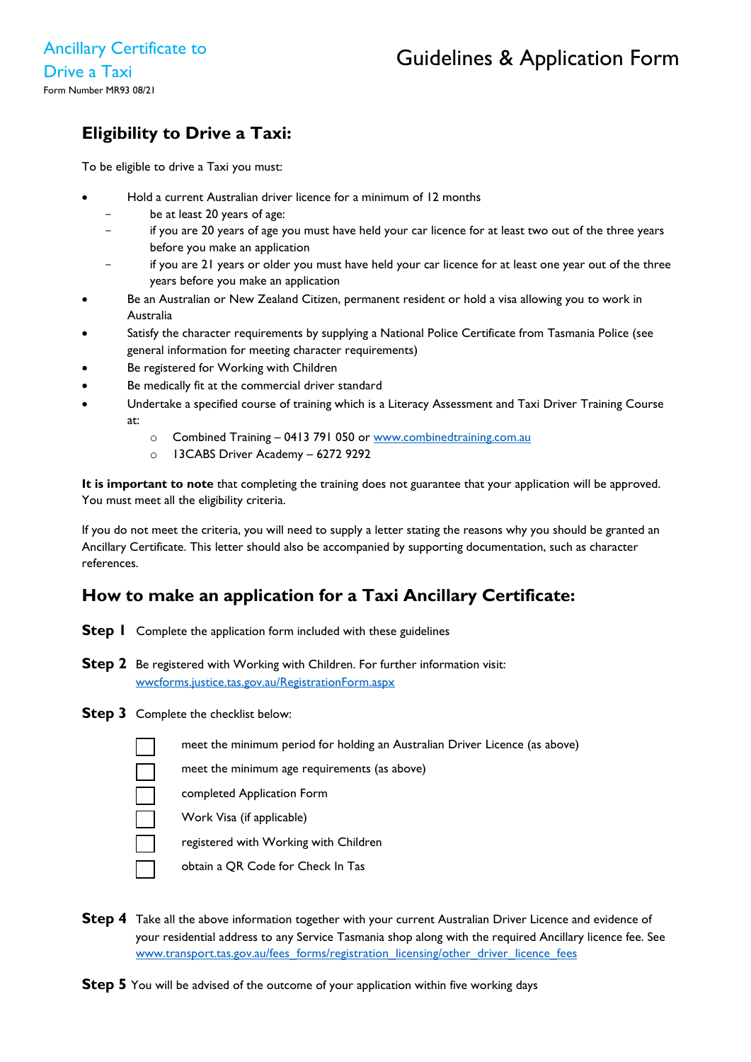Ancillary Certificate to Drive a Taxi

Form Number MR93 08/21

# Guidelines & Application Form

## Eligibility to Drive a Taxi:

To be eligible to drive a Taxi you must:

- Hold a current Australian driver licence for a minimum of 12 months
  - be at least 20 years of age:
  - if you are 20 years of age you must have held your car licence for at least two out of the three years before you make an application
  - if you are 21 years or older you must have held your car licence for at least one year out of the three years before you make an application
- Be an Australian or New Zealand Citizen, permanent resident or hold a visa allowing you to work in Australia
- Satisfy the character requirements by supplying a National Police Certificate from Tasmania Police (see general information for meeting character requirements)
- Be registered for Working with Children
- Be medically fit at the commercial driver standard
- Undertake a specified course of training which is a Literacy Assessment and Taxi Driver Training Course at:
  - Combined Training – 0413 791 050 or www.combinedtraining.com.au
  - 13CABS Driver Academy – 6272 9292

**It is important to note** that completing the training does not guarantee that your application will be approved. You must meet all the eligibility criteria.

If you do not meet the criteria, you will need to supply a letter stating the reasons why you should be granted an Ancillary Certificate. This letter should also be accompanied by supporting documentation, such as character references.

## How to make an application for a Taxi Ancillary Certificate:

**Step 1** Complete the application form included with these guidelines

**Step 2** Be registered with Working with Children. For further information visit: wwcforms.justice.tas.gov.au/RegistrationForm.aspx

**Step 3** Complete the checklist below:

- ☐ meet the minimum period for holding an Australian Driver Licence (as above)
- ☐ meet the minimum age requirements (as above)
- ☐ completed Application Form
- ☐ Work Visa (if applicable)
- ☐ registered with Working with Children
- ☐ obtain a QR Code for Check In Tas

**Step 4** Take all the above information together with your current Australian Driver Licence and evidence of your residential address to any Service Tasmania shop along with the required Ancillary licence fee. See www.transport.tas.gov.au/fees_forms/registration_licensing/other_driver_licence_fees

**Step 5** You will be advised of the outcome of your application within five working days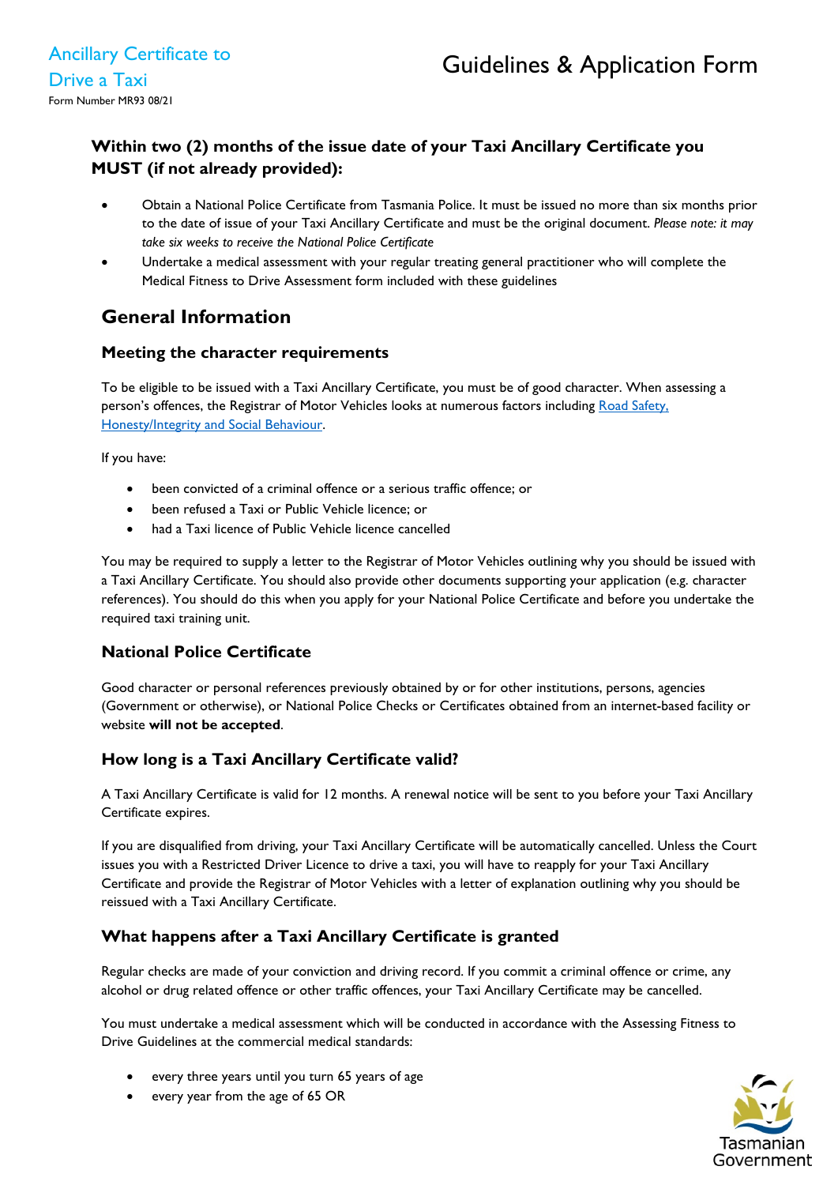### Within two (2) months of the issue date of your Taxi Ancillary Certificate you MUST (if not already provided):

- Obtain a National Police Certificate from Tasmania Police. It must be issued no more than six months prior to the date of issue of your Taxi Ancillary Certificate and must be the original document. *Please note: it may take six weeks to receive the National Police Certificate*
- Undertake a medical assessment with your regular treating general practitioner who will complete the Medical Fitness to Drive Assessment form included with these guidelines

## General Information

### Meeting the character requirements

To be eligible to be issued with a Taxi Ancillary Certificate, you must be of good character. When assessing a person's offences, the Registrar of Motor Vehicles looks at numerous factors including Road Safety, Honesty/Integrity and Social Behaviour.

If you have:

- been convicted of a criminal offence or a serious traffic offence; or
- been refused a Taxi or Public Vehicle licence; or
- had a Taxi licence of Public Vehicle licence cancelled

You may be required to supply a letter to the Registrar of Motor Vehicles outlining why you should be issued with a Taxi Ancillary Certificate. You should also provide other documents supporting your application (e.g. character references). You should do this when you apply for your National Police Certificate and before you undertake the required taxi training unit.

### National Police Certificate

Good character or personal references previously obtained by or for other institutions, persons, agencies (Government or otherwise), or National Police Checks or Certificates obtained from an internet-based facility or website **will not be accepted**.

### How long is a Taxi Ancillary Certificate valid?

A Taxi Ancillary Certificate is valid for 12 months. A renewal notice will be sent to you before your Taxi Ancillary Certificate expires.

If you are disqualified from driving, your Taxi Ancillary Certificate will be automatically cancelled. Unless the Court issues you with a Restricted Driver Licence to drive a taxi, you will have to reapply for your Taxi Ancillary Certificate and provide the Registrar of Motor Vehicles with a letter of explanation outlining why you should be reissued with a Taxi Ancillary Certificate.

### What happens after a Taxi Ancillary Certificate is granted

Regular checks are made of your conviction and driving record. If you commit a criminal offence or crime, any alcohol or drug related offence or other traffic offences, your Taxi Ancillary Certificate may be cancelled.

You must undertake a medical assessment which will be conducted in accordance with the Assessing Fitness to Drive Guidelines at the commercial medical standards:

- every three years until you turn 65 years of age
- every year from the age of 65 OR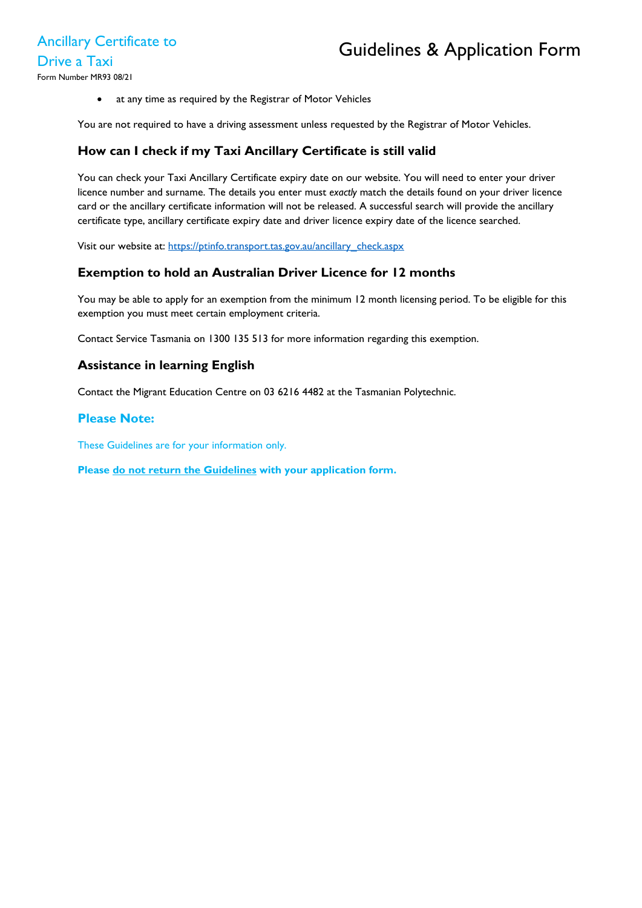- at any time as required by the Registrar of Motor Vehicles

You are not required to have a driving assessment unless requested by the Registrar of Motor Vehicles.

## How can I check if my Taxi Ancillary Certificate is still valid

You can check your Taxi Ancillary Certificate expiry date on our website. You will need to enter your driver licence number and surname. The details you enter must *exactly* match the details found on your driver licence card or the ancillary certificate information will not be released. A successful search will provide the ancillary certificate type, ancillary certificate expiry date and driver licence expiry date of the licence searched.

Visit our website at: https://ptinfo.transport.tas.gov.au/ancillary_check.aspx

## Exemption to hold an Australian Driver Licence for 12 months

You may be able to apply for an exemption from the minimum 12 month licensing period. To be eligible for this exemption you must meet certain employment criteria.

Contact Service Tasmania on 1300 135 513 for more information regarding this exemption.

## Assistance in learning English

Contact the Migrant Education Centre on 03 6216 4482 at the Tasmanian Polytechnic.

## Please Note:

These Guidelines are for your information only.

**Please do not return the Guidelines with your application form.**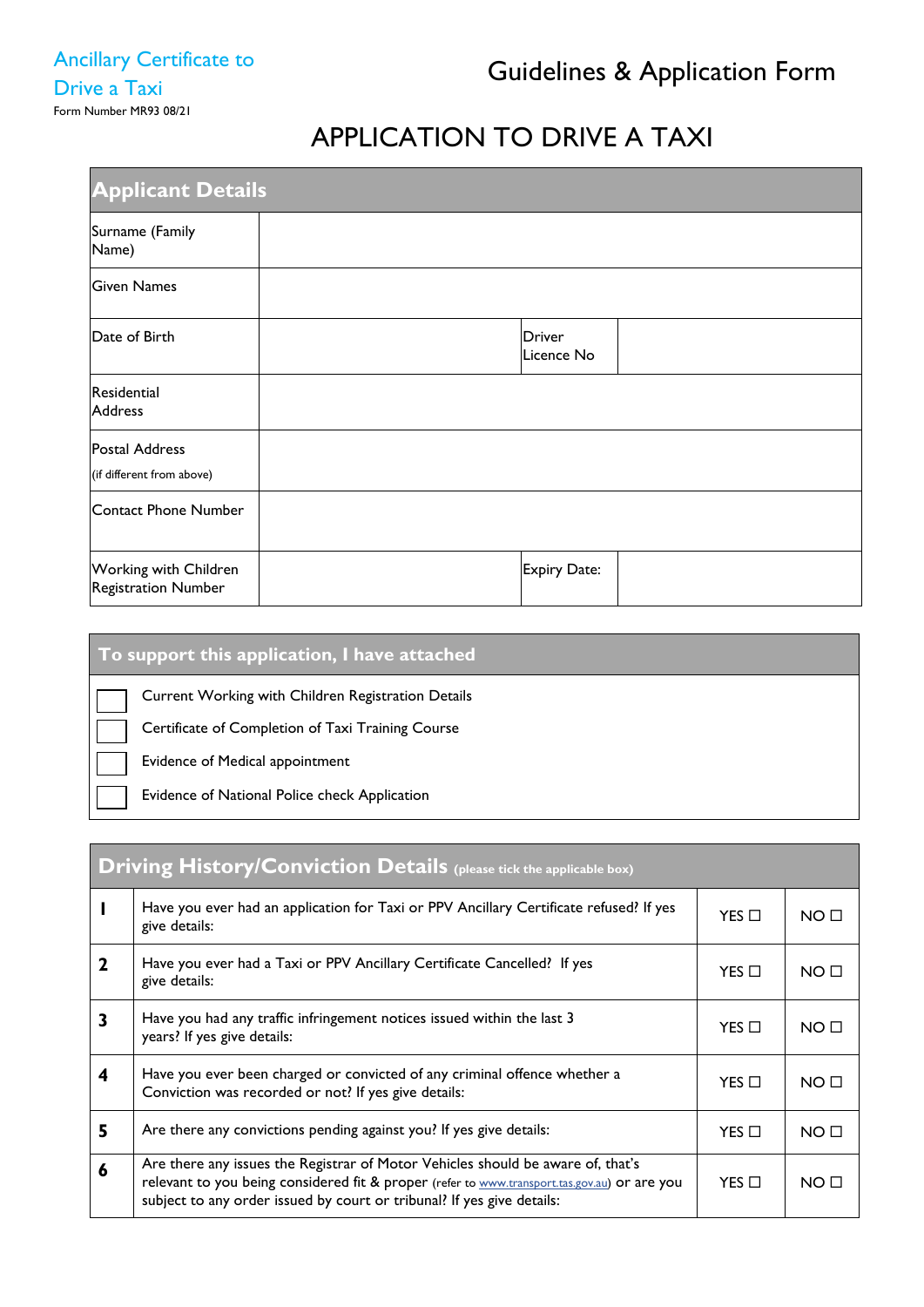Ancillary Certificate to Drive a Taxi

Form Number MR93 08/21

# Guidelines & Application Form

## APPLICATION TO DRIVE A TAXI

| Applicant Details | | | |
|---|---|---|---|
| Surname (Family Name) | | | |
| Given Names | | | |
| Date of Birth | | Driver Licence No | |
| Residential Address | | | |
| Postal Address (if different from above) | | | |
| Contact Phone Number | | | |
| Working with Children Registration Number | | Expiry Date: | |

### To support this application, I have attached

- ☐ Current Working with Children Registration Details
- ☐ Certificate of Completion of Taxi Training Course
- ☐ Evidence of Medical appointment
- ☐ Evidence of National Police check Application

| Driving History/Conviction Details (please tick the applicable box) | | | |
|---|---|---|---|
| 1 | Have you ever had an application for Taxi or PPV Ancillary Certificate refused? If yes give details: | YES ☐ | NO ☐ |
| 2 | Have you ever had a Taxi or PPV Ancillary Certificate Cancelled? If yes give details: | YES ☐ | NO ☐ |
| 3 | Have you had any traffic infringement notices issued within the last 3 years? If yes give details: | YES ☐ | NO ☐ |
| 4 | Have you ever been charged or convicted of any criminal offence whether a Conviction was recorded or not? If yes give details: | YES ☐ | NO ☐ |
| 5 | Are there any convictions pending against you? If yes give details: | YES ☐ | NO ☐ |
| 6 | Are there any issues the Registrar of Motor Vehicles should be aware of, that's relevant to you being considered fit & proper (refer to www.transport.tas.gov.au) or are you subject to any order issued by court or tribunal? If yes give details: | YES ☐ | NO ☐ |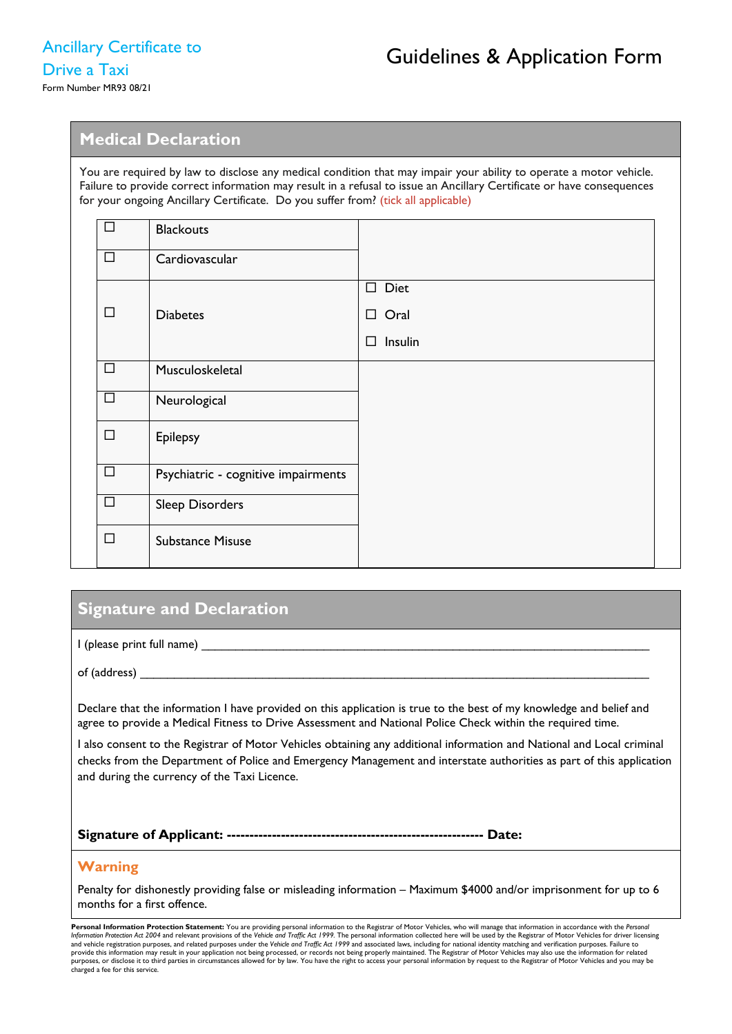Ancillary Certificate to Drive a Taxi

Form Number MR93 08/21

# Guidelines & Application Form

## Medical Declaration

You are required by law to disclose any medical condition that may impair your ability to operate a motor vehicle. Failure to provide correct information may result in a refusal to issue an Ancillary Certificate or have consequences for your ongoing Ancillary Certificate. Do you suffer from? (tick all applicable)

| | | |
|---|---|---|
| ☐ | Blackouts | |
| ☐ | Cardiovascular | |
| ☐ | Diabetes | ☐ Diet<br>☐ Oral<br>☐ Insulin |
| ☐ | Musculoskeletal | |
| ☐ | Neurological | |
| ☐ | Epilepsy | |
| ☐ | Psychiatric - cognitive impairments | |
| ☐ | Sleep Disorders | |
| ☐ | Substance Misuse | |

## Signature and Declaration

I (please print full name) ______________________________________________________________________

of (address) ___________________________________________________________________________

Declare that the information I have provided on this application is true to the best of my knowledge and belief and agree to provide a Medical Fitness to Drive Assessment and National Police Check within the required time.

I also consent to the Registrar of Motor Vehicles obtaining any additional information and National and Local criminal checks from the Department of Police and Emergency Management and interstate authorities as part of this application and during the currency of the Taxi Licence.

**Signature of Applicant: -------------------------------------------------------- Date:**

### Warning

Penalty for dishonestly providing false or misleading information – Maximum $4000 and/or imprisonment for up to 6 months for a first offence.

**Personal Information Protection Statement:** You are providing personal information to the Registrar of Motor Vehicles, who will manage that information in accordance with the *Personal Information Protection Act 2004* and relevant provisions of the *Vehicle and Traffic Act 1999*. The personal information collected here will be used by the Registrar of Motor Vehicles for driver licensing and vehicle registration purposes, and related purposes under the *Vehicle and Traffic Act 1999* and associated laws, including for national identity matching and verification purposes. Failure to provide this information may result in your application not being processed, or records not being properly maintained. The Registrar of Motor Vehicles may also use the information for related purposes, or disclose it to third parties in circumstances allowed for by law. You have the right to access your personal information by request to the Registrar of Motor Vehicles and you may be charged a fee for this service.